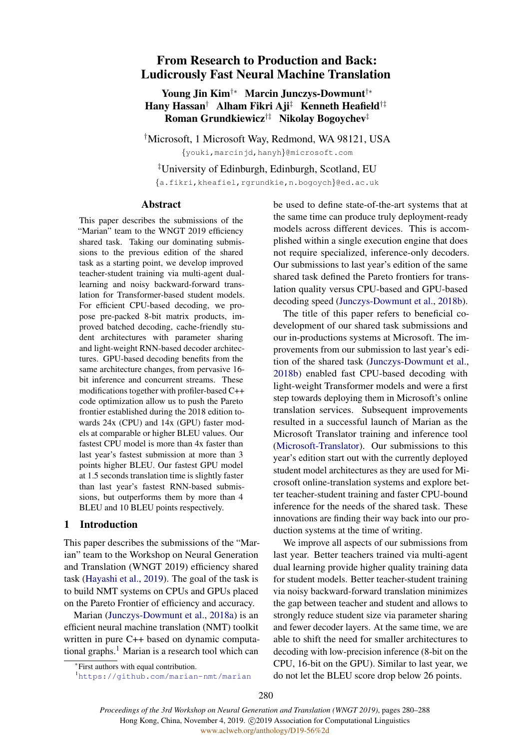# From Research to Production and Back: Ludicrously Fast Neural Machine Translation

**Young Jin Kim**[†*] **Marcin Junczys-Dowmunt**[†*]
**Hany Hassan**[†] **Alham Fikri Aji**[‡] **Kenneth Heafield**[†‡]
**Roman Grundkiewicz**[†‡] **Nikolay Bogoychev**[‡]

[†]Microsoft, 1 Microsoft Way, Redmond, WA 98121, USA
{youki,marcinjd,hanyh}@microsoft.com

[‡]University of Edinburgh, Edinburgh, Scotland, EU
{a.fikri,kheafiel,rgrundkie,n.bogoych}@ed.ac.uk

## Abstract

This paper describes the submissions of the "Marian" team to the WNGT 2019 efficiency shared task. Taking our dominating submissions to the previous edition of the shared task as a starting point, we develop improved teacher-student training via multi-agent dual-learning and noisy backward-forward translation for Transformer-based student models. For efficient CPU-based decoding, we propose pre-packed 8-bit matrix products, improved batched decoding, cache-friendly student architectures with parameter sharing and light-weight RNN-based decoder architectures. GPU-based decoding benefits from the same architecture changes, from pervasive 16-bit inference and concurrent streams. These modifications together with profiler-based C++ code optimization allow us to push the Pareto frontier established during the 2018 edition towards 24x (CPU) and 14x (GPU) faster models at comparable or higher BLEU values. Our fastest CPU model is more than 4x faster than last year's fastest submission at more than 3 points higher BLEU. Our fastest GPU model at 1.5 seconds translation time is slightly faster than last year's fastest RNN-based submissions, but outperforms them by more than 4 BLEU and 10 BLEU points respectively.

## 1 Introduction

This paper describes the submissions of the "Marian" team to the Workshop on Neural Generation and Translation (WNGT 2019) efficiency shared task (Hayashi et al., 2019). The goal of the task is to build NMT systems on CPUs and GPUs placed on the Pareto Frontier of efficiency and accuracy.

Marian (Junczys-Dowmunt et al., 2018a) is an efficient neural machine translation (NMT) toolkit written in pure C++ based on dynamic computational graphs.[1] Marian is a research tool which can be used to define state-of-the-art systems that at the same time can produce truly deployment-ready models across different devices. This is accomplished within a single execution engine that does not require specialized, inference-only decoders. Our submissions to last year's edition of the same shared task defined the Pareto frontiers for translation quality versus CPU-based and GPU-based decoding speed (Junczys-Dowmunt et al., 2018b).

The title of this paper refers to beneficial co-development of our shared task submissions and our in-productions systems at Microsoft. The improvements from our submission to last year's edition of the shared task (Junczys-Dowmunt et al., 2018b) enabled fast CPU-based decoding with light-weight Transformer models and were a first step towards deploying them in Microsoft's online translation services. Subsequent improvements resulted in a successful launch of Marian as the Microsoft Translator training and inference tool (Microsoft-Translator). Our submissions to this year's edition start out with the currently deployed student model architectures as they are used for Microsoft online-translation systems and explore better teacher-student training and faster CPU-bound inference for the needs of the shared task. These innovations are finding their way back into our production systems at the time of writing.

We improve all aspects of our submissions from last year. Better teachers trained via multi-agent dual learning provide higher quality training data for student models. Better teacher-student training via noisy backward-forward translation minimizes the gap between teacher and student and allows to strongly reduce student size via parameter sharing and fewer decoder layers. At the same time, we are able to shift the need for smaller architectures to decoding with low-precision inference (8-bit on the CPU, 16-bit on the GPU). Similar to last year, we do not let the BLEU score drop below 26 points.

[*]First authors with equal contribution.
[1]https://github.com/marian-nmt/marian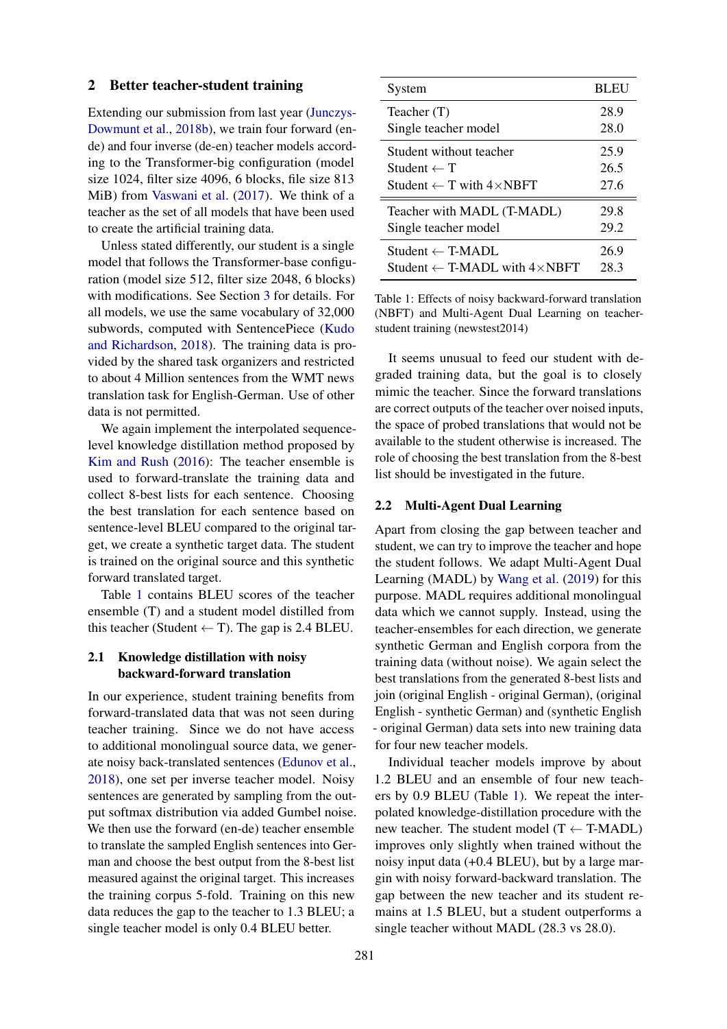## 2 Better teacher-student training

Extending our submission from last year (Junczys-Dowmunt et al., 2018b), we train four forward (en-de) and four inverse (de-en) teacher models according to the Transformer-big configuration (model size 1024, filter size 4096, 6 blocks, file size 813 MiB) from Vaswani et al. (2017). We think of a teacher as the set of all models that have been used to create the artificial training data.

Unless stated differently, our student is a single model that follows the Transformer-base configuration (model size 512, filter size 2048, 6 blocks) with modifications. See Section 3 for details. For all models, we use the same vocabulary of 32,000 subwords, computed with SentencePiece (Kudo and Richardson, 2018). The training data is provided by the shared task organizers and restricted to about 4 Million sentences from the WMT news translation task for English-German. Use of other data is not permitted.

We again implement the interpolated sequence-level knowledge distillation method proposed by Kim and Rush (2016): The teacher ensemble is used to forward-translate the training data and collect 8-best lists for each sentence. Choosing the best translation for each sentence based on sentence-level BLEU compared to the original target, we create a synthetic target data. The student is trained on the original source and this synthetic forward translated target.

Table 1 contains BLEU scores of the teacher ensemble (T) and a student model distilled from this teacher (Student ← T). The gap is 2.4 BLEU.

### 2.1 Knowledge distillation with noisy backward-forward translation

In our experience, student training benefits from forward-translated data that was not seen during teacher training. Since we do not have access to additional monolingual source data, we generate noisy back-translated sentences (Edunov et al., 2018), one set per inverse teacher model. Noisy sentences are generated by sampling from the output softmax distribution via added Gumbel noise. We then use the forward (en-de) teacher ensemble to translate the sampled English sentences into German and choose the best output from the 8-best list measured against the original target. This increases the training corpus 5-fold. Training on this new data reduces the gap to the teacher to 1.3 BLEU; a single teacher model is only 0.4 BLEU better.

| System | BLEU |
|---|---|
| Teacher (T) | 28.9 |
| Single teacher model | 28.0 |
| Student without teacher | 25.9 |
| Student ← T | 26.5 |
| Student ← T with 4×NBFT | 27.6 |
| Teacher with MADL (T-MADL) | 29.8 |
| Single teacher model | 29.2 |
| Student ← T-MADL | 26.9 |
| Student ← T-MADL with 4×NBFT | 28.3 |

Table 1: Effects of noisy backward-forward translation (NBFT) and Multi-Agent Dual Learning on teacher-student training (newstest2014)

It seems unusual to feed our student with degraded training data, but the goal is to closely mimic the teacher. Since the forward translations are correct outputs of the teacher over noised inputs, the space of probed translations that would not be available to the student otherwise is increased. The role of choosing the best translation from the 8-best list should be investigated in the future.

### 2.2 Multi-Agent Dual Learning

Apart from closing the gap between teacher and student, we can try to improve the teacher and hope the student follows. We adapt Multi-Agent Dual Learning (MADL) by Wang et al. (2019) for this purpose. MADL requires additional monolingual data which we cannot supply. Instead, using the teacher-ensembles for each direction, we generate synthetic German and English corpora from the training data (without noise). We again select the best translations from the generated 8-best lists and join (original English - original German), (original English - synthetic German) and (synthetic English - original German) data sets into new training data for four new teacher models.

Individual teacher models improve by about 1.2 BLEU and an ensemble of four new teachers by 0.9 BLEU (Table 1). We repeat the interpolated knowledge-distillation procedure with the new teacher. The student model (T ← T-MADL) improves only slightly when trained without the noisy input data (+0.4 BLEU), but by a large margin with noisy forward-backward translation. The gap between the new teacher and its student remains at 1.5 BLEU, but a student outperforms a single teacher without MADL (28.3 vs 28.0).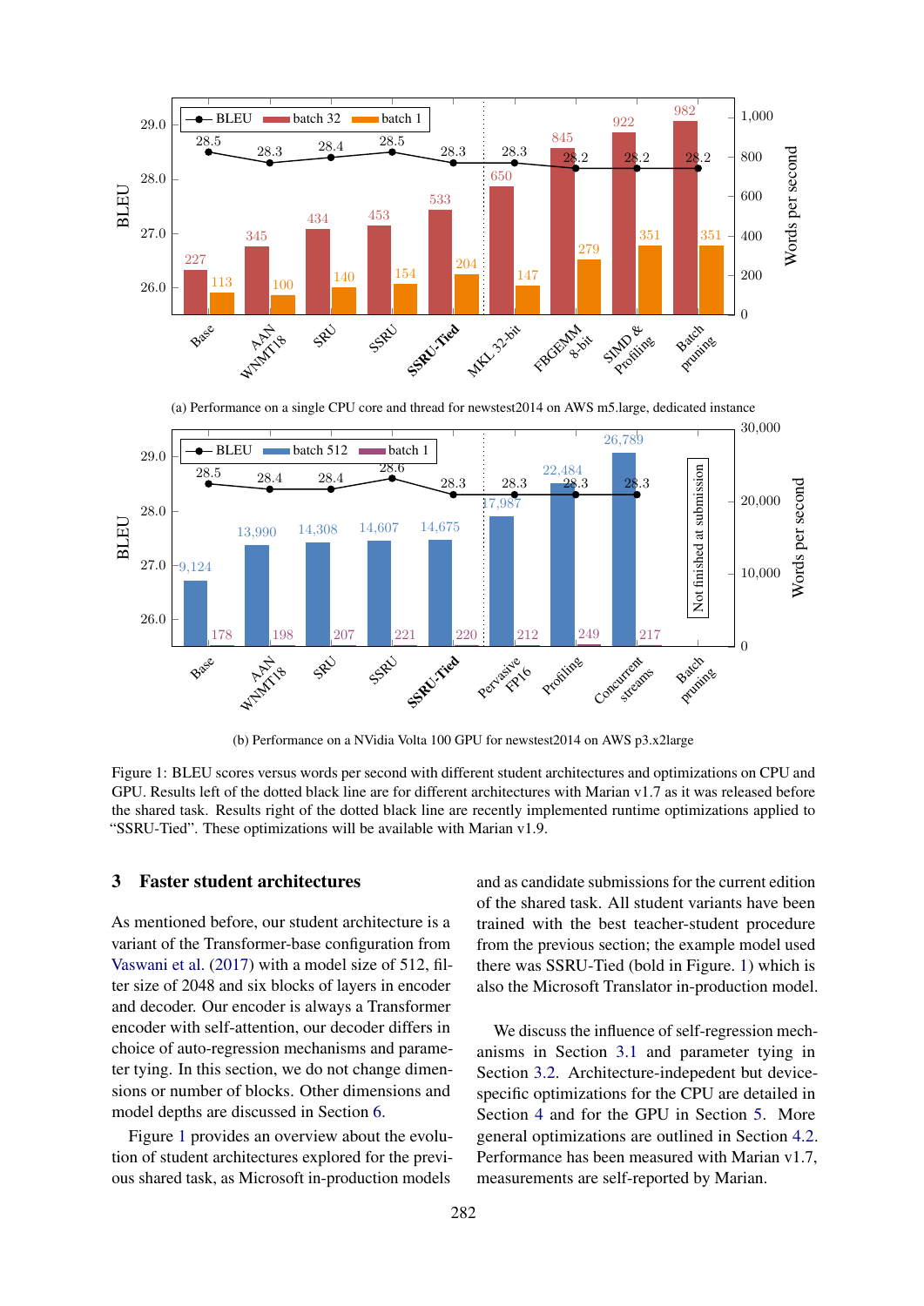(a) Performance on a single CPU core and thread for newstest2014 on AWS m5.large, dedicated instance

(b) Performance on a NVidia Volta 100 GPU for newstest2014 on AWS p3.x2large

Figure 1: BLEU scores versus words per second with different student architectures and optimizations on CPU and GPU. Results left of the dotted black line are for different architectures with Marian v1.7 as it was released before the shared task. Results right of the dotted black line are recently implemented runtime optimizations applied to "SSRU-Tied". These optimizations will be available with Marian v1.9.

## 3 Faster student architectures

As mentioned before, our student architecture is a variant of the Transformer-base configuration from Vaswani et al. (2017) with a model size of 512, filter size of 2048 and six blocks of layers in encoder and decoder. Our encoder is always a Transformer encoder with self-attention, our decoder differs in choice of auto-regression mechanisms and parameter tying. In this section, we do not change dimensions or number of blocks. Other dimensions and model depths are discussed in Section 6.

Figure 1 provides an overview about the evolution of student architectures explored for the previous shared task, as Microsoft in-production models and as candidate submissions for the current edition of the shared task. All student variants have been trained with the best teacher-student procedure from the previous section; the example model used there was SSRU-Tied (bold in Figure. 1) which is also the Microsoft Translator in-production model.

We discuss the influence of self-regression mechanisms in Section 3.1 and parameter tying in Section 3.2. Architecture-indepedent but device-specific optimizations for the CPU are detailed in Section 4 and for the GPU in Section 5. More general optimizations are outlined in Section 4.2. Performance has been measured with Marian v1.7, measurements are self-reported by Marian.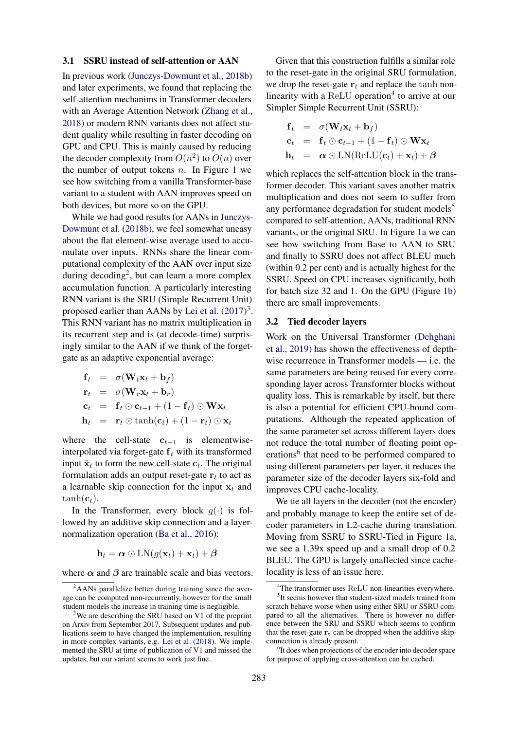### 3.1 SSRU instead of self-attention or AAN

In previous work (Junczys-Dowmunt et al., 2018b) and later experiments, we found that replacing the self-attention mechanims in Transformer decoders with an Average Attention Network (Zhang et al., 2018) or modern RNN variants does not affect student quality while resulting in faster decoding on GPU and CPU. This is mainly caused by reducing the decoder complexity from $O(n^2)$ to $O(n)$ over the number of output tokens $n$. In Figure 1 we see how switching from a vanilla Transformer-base variant to a student with AAN improves speed on both devices, but more so on the GPU.

While we had good results for AANs in Junczys-Dowmunt et al. (2018b), we feel somewhat uneasy about the flat element-wise average used to accumulate over inputs. RNNs share the linear computational complexity of the AAN over input size during decoding[2], but can learn a more complex accumulation function. A particularly interesting RNN variant is the SRU (Simple Recurrent Unit) proposed earlier than AANs by Lei et al. (2017)[3]. This RNN variant has no matrix multiplication in its recurrent step and is (at decode-time) surprisingly similar to the AAN if we think of the forget-gate as an adaptive exponential average:

$$
\begin{aligned}
\mathbf{f}_t &= \sigma(\mathbf{W}_t \mathbf{x}_t + \mathbf{b}_f) \\
\mathbf{r}_t &= \sigma(\mathbf{W}_r \mathbf{x}_t + \mathbf{b}_r) \\
\mathbf{c}_t &= \mathbf{f}_t \odot \mathbf{c}_{t-1} + (1 - \mathbf{f}_t) \odot \mathbf{W}\mathbf{x}_t \\
\mathbf{h}_t &= \mathbf{r}_t \odot \tanh(\mathbf{c}_t) + (1 - \mathbf{r}_t) \odot \mathbf{x}_t
\end{aligned}
$$

where the cell-state $\mathbf{c}_{t-1}$ is elementwise-interpolated via forget-gate $\mathbf{f}_t$ with its transformed input $\tilde{\mathbf{x}}_t$ to form the new cell-state $\mathbf{c}_t$. The original formulation adds an output reset-gate $\mathbf{r}_t$ to act as a learnable skip connection for the input $\mathbf{x}_t$ and $\tanh(\mathbf{c}_t)$.

In the Transformer, every block $g(\cdot)$ is followed by an additive skip connection and a layer-normalization operation (Ba et al., 2016):

$$
\mathbf{h}_t = \boldsymbol{\alpha} \odot \mathrm{LN}(g(\mathbf{x}_t) + \mathbf{x}_t) + \boldsymbol{\beta}
$$

where $\boldsymbol{\alpha}$ and $\boldsymbol{\beta}$ are trainable scale and bias vectors.

Given that this construction fulfills a similar role to the reset-gate in the original SRU formulation, we drop the reset-gate $\mathbf{r}_t$ and replace the $\tanh$ non-linearity with a ReLU operation[4] to arrive at our Simpler Simple Recurrent Unit (SSRU):

$$
\begin{aligned}
\mathbf{f}_t &= \sigma(\mathbf{W}_t \mathbf{x}_t + \mathbf{b}_f) \\
\mathbf{c}_t &= \mathbf{f}_t \odot \mathbf{c}_{t-1} + (1 - \mathbf{f}_t) \odot \mathbf{W}\mathbf{x}_t \\
\mathbf{h}_t &= \boldsymbol{\alpha} \odot \mathrm{LN}(\mathrm{ReLU}(\mathbf{c}_t) + \mathbf{x}_t) + \boldsymbol{\beta}
\end{aligned}
$$

which replaces the self-attention block in the transformer decoder. This variant saves another matrix multiplication and does not seem to suffer from any performance degradation for student models[5] compared to self-attention, AANs, traditional RNN variants, or the original SRU. In Figure 1a we can see how switching from Base to AAN to SRU and finally to SSRU does not affect BLEU much (within 0.2 per cent) and is actually highest for the SSRU. Speed on CPU increases significantly, both for batch size 32 and 1. On the GPU (Figure 1b) there are small improvements.

### 3.2 Tied decoder layers

Work on the Universal Transformer (Dehghani et al., 2019) has shown the effectiveness of depth-wise recurrence in Transformer models — i.e. the same parameters are being reused for every corresponding layer across Transformer blocks without quality loss. This is remarkable by itself, but there is also a potential for efficient CPU-bound computations. Although the repeated application of the same parameter set across different layers does not reduce the total number of floating point operations[6] that need to be performed compared to using different parameters per layer, it reduces the parameter size of the decoder layers six-fold and improves CPU cache-locality.

We tie all layers in the decoder (not the encoder) and probably manage to keep the entire set of decoder parameters in L2-cache during translation. Moving from SSRU to SSRU-Tied in Figure 1a, we see a 1.39x speed up and a small drop of 0.2 BLEU. The GPU is largely unaffected since cache-locality is less of an issue here.

---

[2] AANs parallelize better during training since the average can be computed non-recurrently, however for the small student models the increase in training time is negligible.

[3] We are describing the SRU based on V1 of the preprint on Arxiv from September 2017. Subsequent updates and publications seem to have changed the implementation, resulting in more complex variants, e.g. Lei et al. (2018). We implemented the SRU at time of publication of V1 and missed the updates, but our variant seems to work just fine.

[4] The transformer uses ReLU non-linearities everywhere.

[5] It seems however that student-sized models trained from scratch behave worse when using either SRU or SSRU compared to all the alternatives. There is however no difference between the SRU and SSRU which seems to confirm that the reset-gate $\mathbf{r}_t$ can be dropped when the additive skip-connection is already present.

[6] It does when projections of the encoder into decoder space for purpose of applying cross-attention can be cached.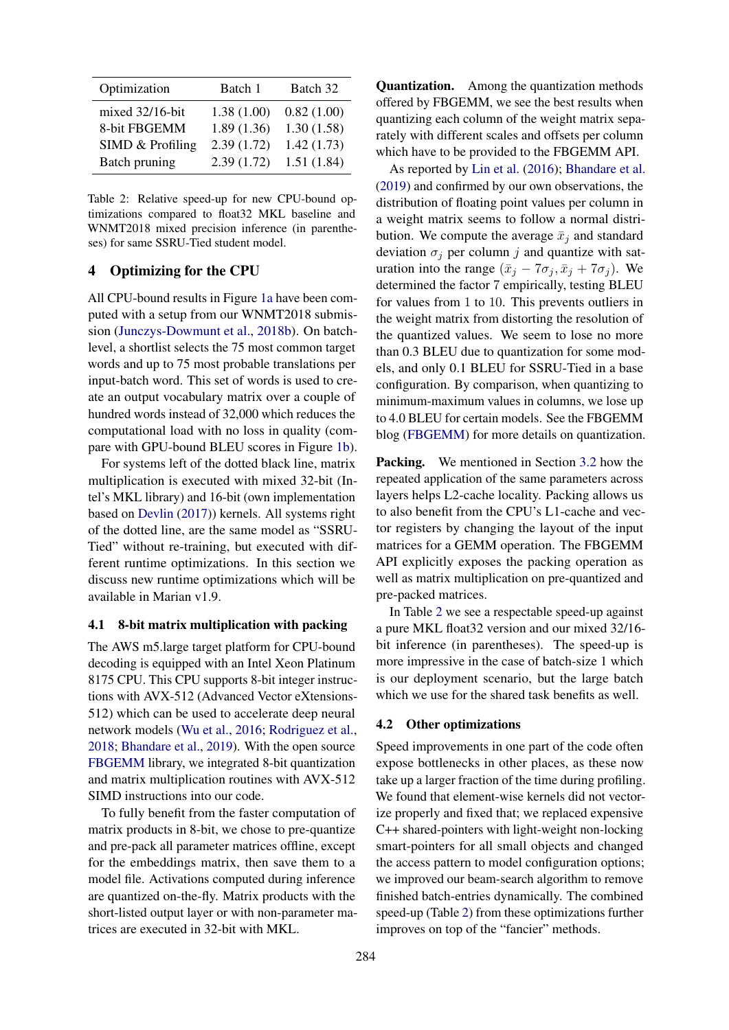| Optimization | Batch 1 | Batch 32 |
|---|---|---|
| mixed 32/16-bit | 1.38 (1.00) | 0.82 (1.00) |
| 8-bit FBGEMM | 1.89 (1.36) | 1.30 (1.58) |
| SIMD & Profiling | 2.39 (1.72) | 1.42 (1.73) |
| Batch pruning | 2.39 (1.72) | 1.51 (1.84) |

Table 2: Relative speed-up for new CPU-bound optimizations compared to float32 MKL baseline and WNMT2018 mixed precision inference (in parentheses) for same SSRU-Tied student model.

## 4 Optimizing for the CPU

All CPU-bound results in Figure 1a have been computed with a setup from our WNMT2018 submission (Junczys-Dowmunt et al., 2018b). On batch-level, a shortlist selects the 75 most common target words and up to 75 most probable translations per input-batch word. This set of words is used to create an output vocabulary matrix over a couple of hundred words instead of 32,000 which reduces the computational load with no loss in quality (compare with GPU-bound BLEU scores in Figure 1b).

For systems left of the dotted black line, matrix multiplication is executed with mixed 32-bit (Intel's MKL library) and 16-bit (own implementation based on Devlin (2017)) kernels. All systems right of the dotted line, are the same model as "SSRU-Tied" without re-training, but executed with different runtime optimizations. In this section we discuss new runtime optimizations which will be available in Marian v1.9.

### 4.1 8-bit matrix multiplication with packing

The AWS m5.large target platform for CPU-bound decoding is equipped with an Intel Xeon Platinum 8175 CPU. This CPU supports 8-bit integer instructions with AVX-512 (Advanced Vector eXtensions-512) which can be used to accelerate deep neural network models (Wu et al., 2016; Rodriguez et al., 2018; Bhandare et al., 2019). With the open source FBGEMM library, we integrated 8-bit quantization and matrix multiplication routines with AVX-512 SIMD instructions into our code.

To fully benefit from the faster computation of matrix products in 8-bit, we chose to pre-quantize and pre-pack all parameter matrices offline, except for the embeddings matrix, then save them to a model file. Activations computed during inference are quantized on-the-fly. Matrix products with the short-listed output layer or with non-parameter matrices are executed in 32-bit with MKL.

**Quantization.** Among the quantization methods offered by FBGEMM, we see the best results when quantizing each column of the weight matrix separately with different scales and offsets per column which have to be provided to the FBGEMM API.

As reported by Lin et al. (2016); Bhandare et al. (2019) and confirmed by our own observations, the distribution of floating point values per column in a weight matrix seems to follow a normal distribution. We compute the average $\bar{x}_j$ and standard deviation $\sigma_j$ per column $j$ and quantize with saturation into the range $(\bar{x}_j - 7\sigma_j, \bar{x}_j + 7\sigma_j)$. We determined the factor 7 empirically, testing BLEU for values from 1 to 10. This prevents outliers in the weight matrix from distorting the resolution of the quantized values. We seem to lose no more than 0.3 BLEU due to quantization for some models, and only 0.1 BLEU for SSRU-Tied in a base configuration. By comparison, when quantizing to minimum-maximum values in columns, we lose up to 4.0 BLEU for certain models. See the FBGEMM blog (FBGEMM) for more details on quantization.

**Packing.** We mentioned in Section 3.2 how the repeated application of the same parameters across layers helps L2-cache locality. Packing allows us to also benefit from the CPU's L1-cache and vector registers by changing the layout of the input matrices for a GEMM operation. The FBGEMM API explicitly exposes the packing operation as well as matrix multiplication on pre-quantized and pre-packed matrices.

In Table 2 we see a respectable speed-up against a pure MKL float32 version and our mixed 32/16-bit inference (in parentheses). The speed-up is more impressive in the case of batch-size 1 which is our deployment scenario, but the large batch which we use for the shared task benefits as well.

### 4.2 Other optimizations

Speed improvements in one part of the code often expose bottlenecks in other places, as these now take up a larger fraction of the time during profiling. We found that element-wise kernels did not vectorize properly and fixed that; we replaced expensive C++ shared-pointers with light-weight non-locking smart-pointers for all small objects and changed the access pattern to model configuration options; we improved our beam-search algorithm to remove finished batch-entries dynamically. The combined speed-up (Table 2) from these optimizations further improves on top of the "fancier" methods.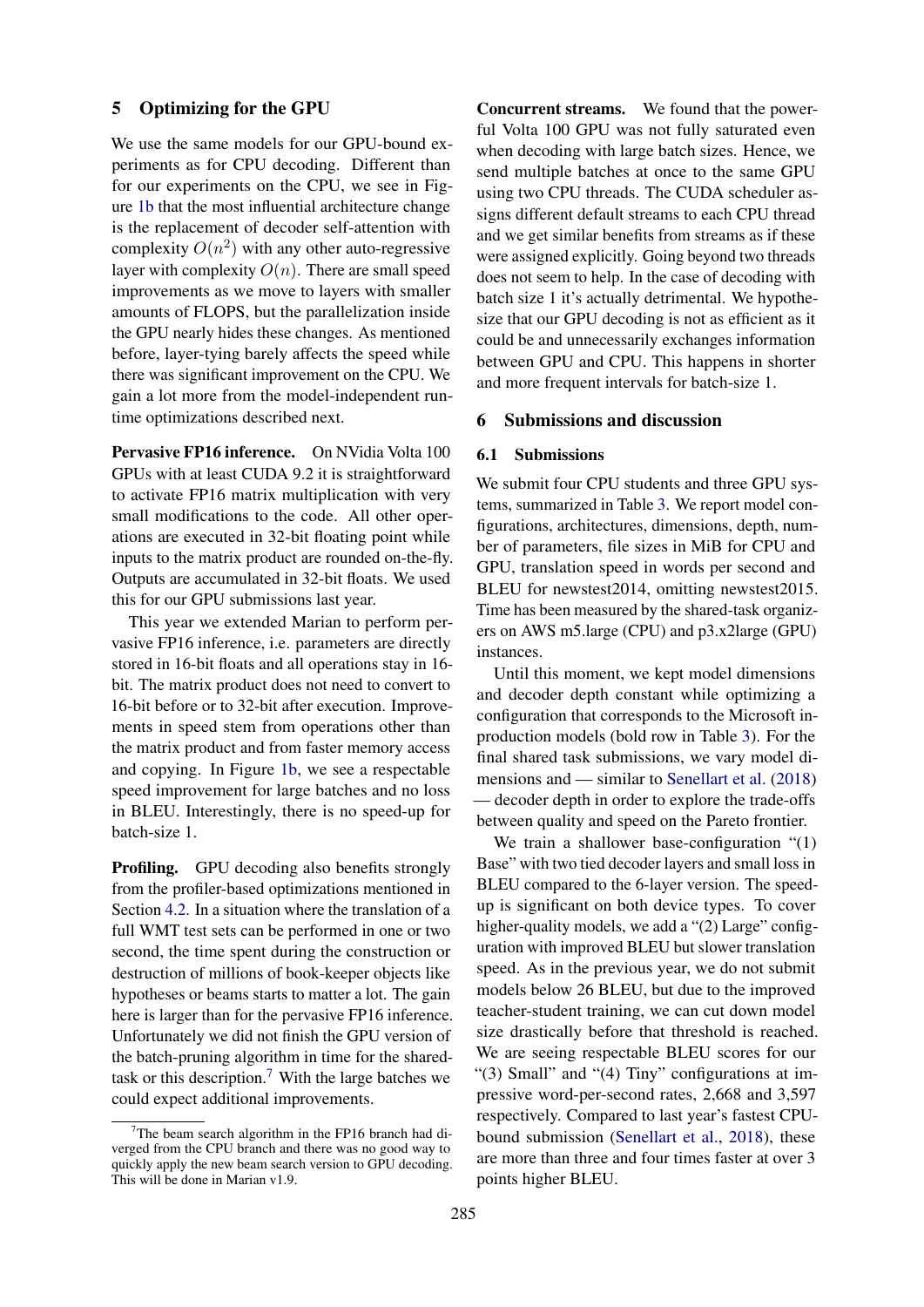## 5 Optimizing for the GPU

We use the same models for our GPU-bound experiments as for CPU decoding. Different than for our experiments on the CPU, we see in Figure 1b that the most influential architecture change is the replacement of decoder self-attention with complexity $O(n^2)$ with any other auto-regressive layer with complexity $O(n)$. There are small speed improvements as we move to layers with smaller amounts of FLOPS, but the parallelization inside the GPU nearly hides these changes. As mentioned before, layer-tying barely affects the speed while there was significant improvement on the CPU. We gain a lot more from the model-independent runtime optimizations described next.

**Pervasive FP16 inference.** On NVidia Volta 100 GPUs with at least CUDA 9.2 it is straightforward to activate FP16 matrix multiplication with very small modifications to the code. All other operations are executed in 32-bit floating point while inputs to the matrix product are rounded on-the-fly. Outputs are accumulated in 32-bit floats. We used this for our GPU submissions last year.

This year we extended Marian to perform pervasive FP16 inference, i.e. parameters are directly stored in 16-bit floats and all operations stay in 16-bit. The matrix product does not need to convert to 16-bit before or to 32-bit after execution. Improvements in speed stem from operations other than the matrix product and from faster memory access and copying. In Figure 1b, we see a respectable speed improvement for large batches and no loss in BLEU. Interestingly, there is no speed-up for batch-size 1.

**Profiling.** GPU decoding also benefits strongly from the profiler-based optimizations mentioned in Section 4.2. In a situation where the translation of a full WMT test sets can be performed in one or two second, the time spent during the construction or destruction of millions of book-keeper objects like hypotheses or beams starts to matter a lot. The gain here is larger than for the pervasive FP16 inference. Unfortunately we did not finish the GPU version of the batch-pruning algorithm in time for the shared-task or this description.[7] With the large batches we could expect additional improvements.

[7] The beam search algorithm in the FP16 branch had diverged from the CPU branch and there was no good way to quickly apply the new beam search version to GPU decoding. This will be done in Marian v1.9.

**Concurrent streams.** We found that the powerful Volta 100 GPU was not fully saturated even when decoding with large batch sizes. Hence, we send multiple batches at once to the same GPU using two CPU threads. The CUDA scheduler assigns different default streams to each CPU thread and we get similar benefits from streams as if these were assigned explicitly. Going beyond two threads does not seem to help. In the case of decoding with batch size 1 it's actually detrimental. We hypothesize that our GPU decoding is not as efficient as it could be and unnecessarily exchanges information between GPU and CPU. This happens in shorter and more frequent intervals for batch-size 1.

## 6 Submissions and discussion

### 6.1 Submissions

We submit four CPU students and three GPU systems, summarized in Table 3. We report model configurations, architectures, dimensions, depth, number of parameters, file sizes in MiB for CPU and GPU, translation speed in words per second and BLEU for newstest2014, omitting newstest2015. Time has been measured by the shared-task organizers on AWS m5.large (CPU) and p3.x2large (GPU) instances.

Until this moment, we kept model dimensions and decoder depth constant while optimizing a configuration that corresponds to the Microsoft in-production models (bold row in Table 3). For the final shared task submissions, we vary model dimensions and — similar to Senellart et al. (2018) — decoder depth in order to explore the trade-offs between quality and speed on the Pareto frontier.

We train a shallower base-configuration "(1) Base" with two tied decoder layers and small loss in BLEU compared to the 6-layer version. The speed-up is significant on both device types. To cover higher-quality models, we add a "(2) Large" configuration with improved BLEU but slower translation speed. As in the previous year, we do not submit models below 26 BLEU, but due to the improved teacher-student training, we can cut down model size drastically before that threshold is reached. We are seeing respectable BLEU scores for our "(3) Small" and "(4) Tiny" configurations at impressive word-per-second rates, 2,668 and 3,597 respectively. Compared to last year's fastest CPU-bound submission (Senellart et al., 2018), these are more than three and four times faster at over 3 points higher BLEU.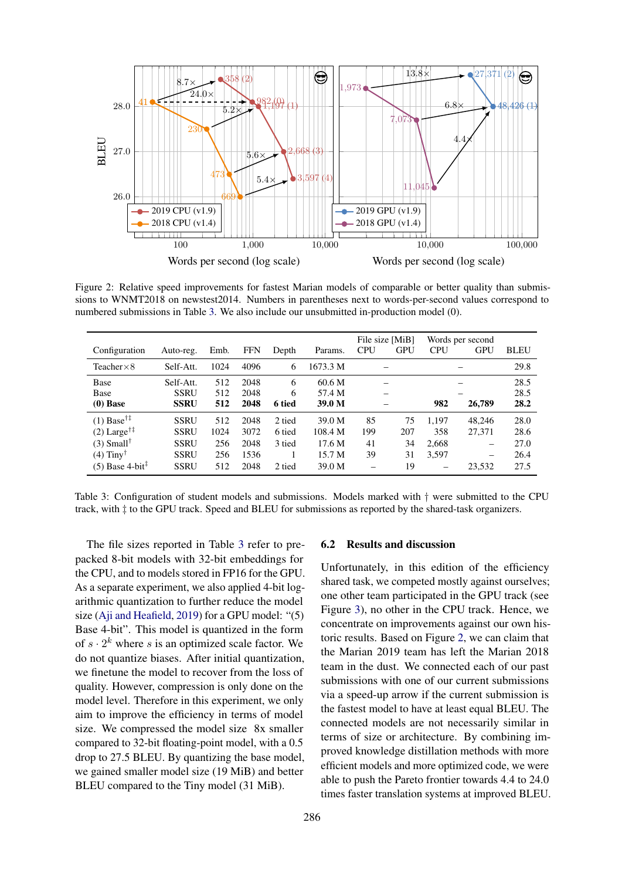Figure 2: Relative speed improvements for fastest Marian models of comparable or better quality than submissions to WNMT2018 on newstest2014. Numbers in parentheses next to words-per-second values correspond to numbered submissions in Table 3. We also include our unsubmitted in-production model (0).

| Configuration | Auto-reg. | Emb. | FFN | Depth | Params. | File size [MiB] CPU | GPU | Words per second CPU | GPU | BLEU |
|---|---|---|---|---|---|---|---|---|---|---|
| Teacher×8 | Self-Att. | 1024 | 4096 | 6 | 1673.3 M | – | | | – | 29.8 |
| Base | Self-Att. | 512 | 2048 | 6 | 60.6 M | – | | | – | 28.5 |
| Base | SSRU | 512 | 2048 | 6 | 57.4 M | – | | | – | 28.5 |
| **(0) Base** | **SSRU** | **512** | **2048** | **6 tied** | **39.0 M** | – | | **982** | **26,789** | **28.2** |
| (1) Base†‡ | SSRU | 512 | 2048 | 2 tied | 39.0 M | 85 | 75 | 1,197 | 48,246 | 28.0 |
| (2) Large†‡ | SSRU | 1024 | 3072 | 6 tied | 108.4 M | 199 | 207 | 358 | 27,371 | 28.6 |
| (3) Small† | SSRU | 256 | 2048 | 3 tied | 17.6 M | 41 | 34 | 2,668 | – | 27.0 |
| (4) Tiny† | SSRU | 256 | 1536 | 1 | 15.7 M | 39 | 31 | 3,597 | – | 26.4 |
| (5) Base 4-bit‡ | SSRU | 512 | 2048 | 2 tied | 39.0 M | – | 19 | – | 23,532 | 27.5 |

Table 3: Configuration of student models and submissions. Models marked with † were submitted to the CPU track, with ‡ to the GPU track. Speed and BLEU for submissions as reported by the shared-task organizers.

The file sizes reported in Table 3 refer to prepacked 8-bit models with 32-bit embeddings for the CPU, and to models stored in FP16 for the GPU. As a separate experiment, we also applied 4-bit logarithmic quantization to further reduce the model size (Aji and Heafield, 2019) for a GPU model: "(5) Base 4-bit". This model is quantized in the form of $s \cdot 2^k$ where $s$ is an optimized scale factor. We do not quantize biases. After initial quantization, we finetune the model to recover from the loss of quality. However, compression is only done on the model level. Therefore in this experiment, we only aim to improve the efficiency in terms of model size. We compressed the model size 8x smaller compared to 32-bit floating-point model, with a 0.5 drop to 27.5 BLEU. By quantizing the base model, we gained smaller model size (19 MiB) and better BLEU compared to the Tiny model (31 MiB).

## 6.2 Results and discussion

Unfortunately, in this edition of the efficiency shared task, we competed mostly against ourselves; one other team participated in the GPU track (see Figure 3), no other in the CPU track. Hence, we concentrate on improvements against our own historic results. Based on Figure 2, we can claim that the Marian 2019 team has left the Marian 2018 team in the dust. We connected each of our past submissions with one of our current submissions via a speed-up arrow if the current submission is the fastest model to have at least equal BLEU. The connected models are not necessarily similar in terms of size or architecture. By combining improved knowledge distillation methods with more efficient models and more optimized code, we were able to push the Pareto frontier towards 4.4 to 24.0 times faster translation systems at improved BLEU.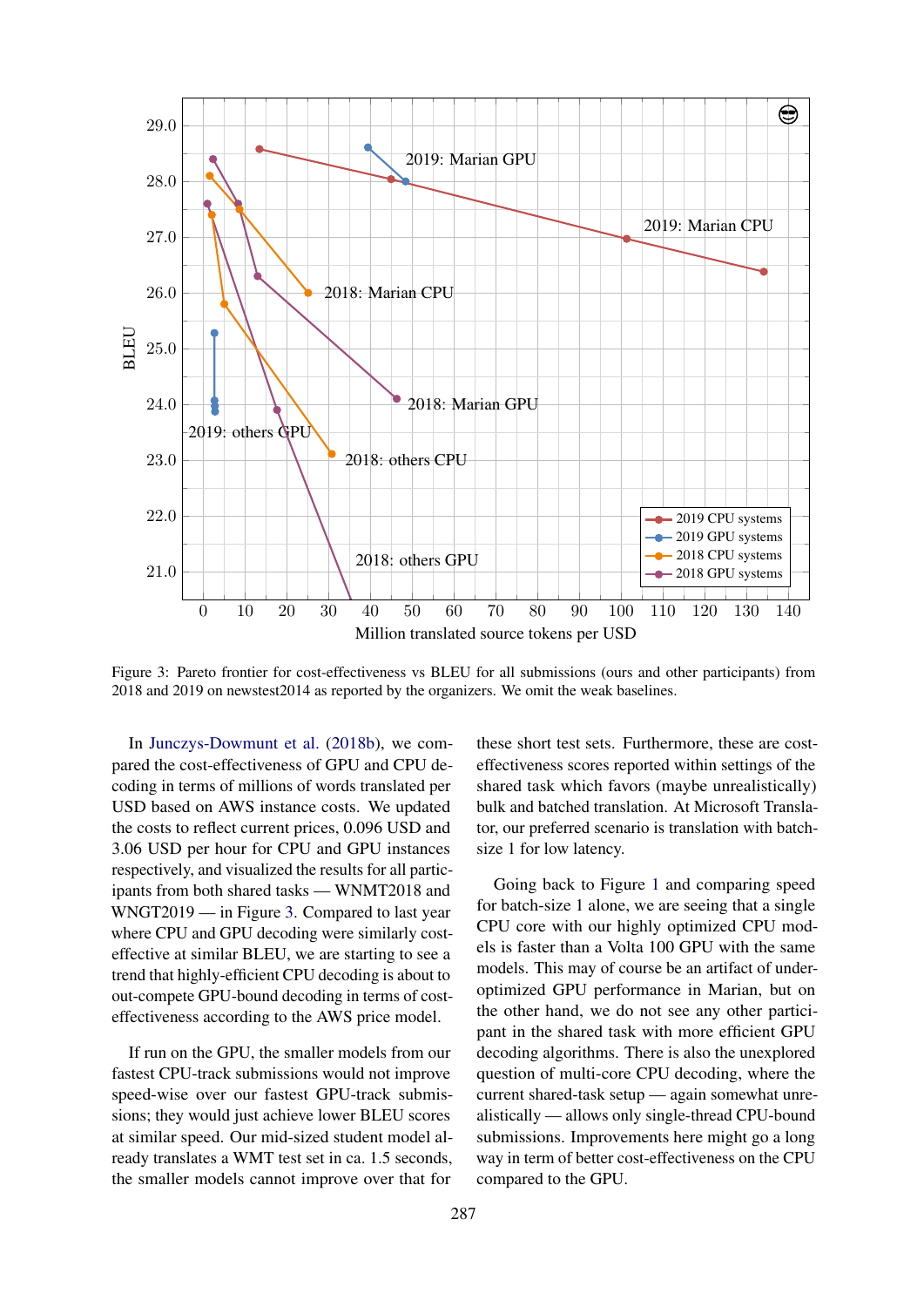Figure 3: Pareto frontier for cost-effectiveness vs BLEU for all submissions (ours and other participants) from 2018 and 2019 on newstest2014 as reported by the organizers. We omit the weak baselines.

In Junczys-Dowmunt et al. (2018b), we compared the cost-effectiveness of GPU and CPU decoding in terms of millions of words translated per USD based on AWS instance costs. We updated the costs to reflect current prices, 0.096 USD and 3.06 USD per hour for CPU and GPU instances respectively, and visualized the results for all participants from both shared tasks — WNMT2018 and WNGT2019 — in Figure 3. Compared to last year where CPU and GPU decoding were similarly cost-effective at similar BLEU, we are starting to see a trend that highly-efficient CPU decoding is about to out-compete GPU-bound decoding in terms of cost-effectiveness according to the AWS price model.

If run on the GPU, the smaller models from our fastest CPU-track submissions would not improve speed-wise over our fastest GPU-track submissions; they would just achieve lower BLEU scores at similar speed. Our mid-sized student model already translates a WMT test set in ca. 1.5 seconds, the smaller models cannot improve over that for these short test sets. Furthermore, these are cost-effectiveness scores reported within settings of the shared task which favors (maybe unrealistically) bulk and batched translation. At Microsoft Translator, our preferred scenario is translation with batch-size 1 for low latency.

Going back to Figure 1 and comparing speed for batch-size 1 alone, we are seeing that a single CPU core with our highly optimized CPU models is faster than a Volta 100 GPU with the same models. This may of course be an artifact of under-optimized GPU performance in Marian, but on the other hand, we do not see any other participant in the shared task with more efficient GPU decoding algorithms. There is also the unexplored question of multi-core CPU decoding, where the current shared-task setup — again somewhat unrealistically — allows only single-thread CPU-bound submissions. Improvements here might go a long way in term of better cost-effectiveness on the CPU compared to the GPU.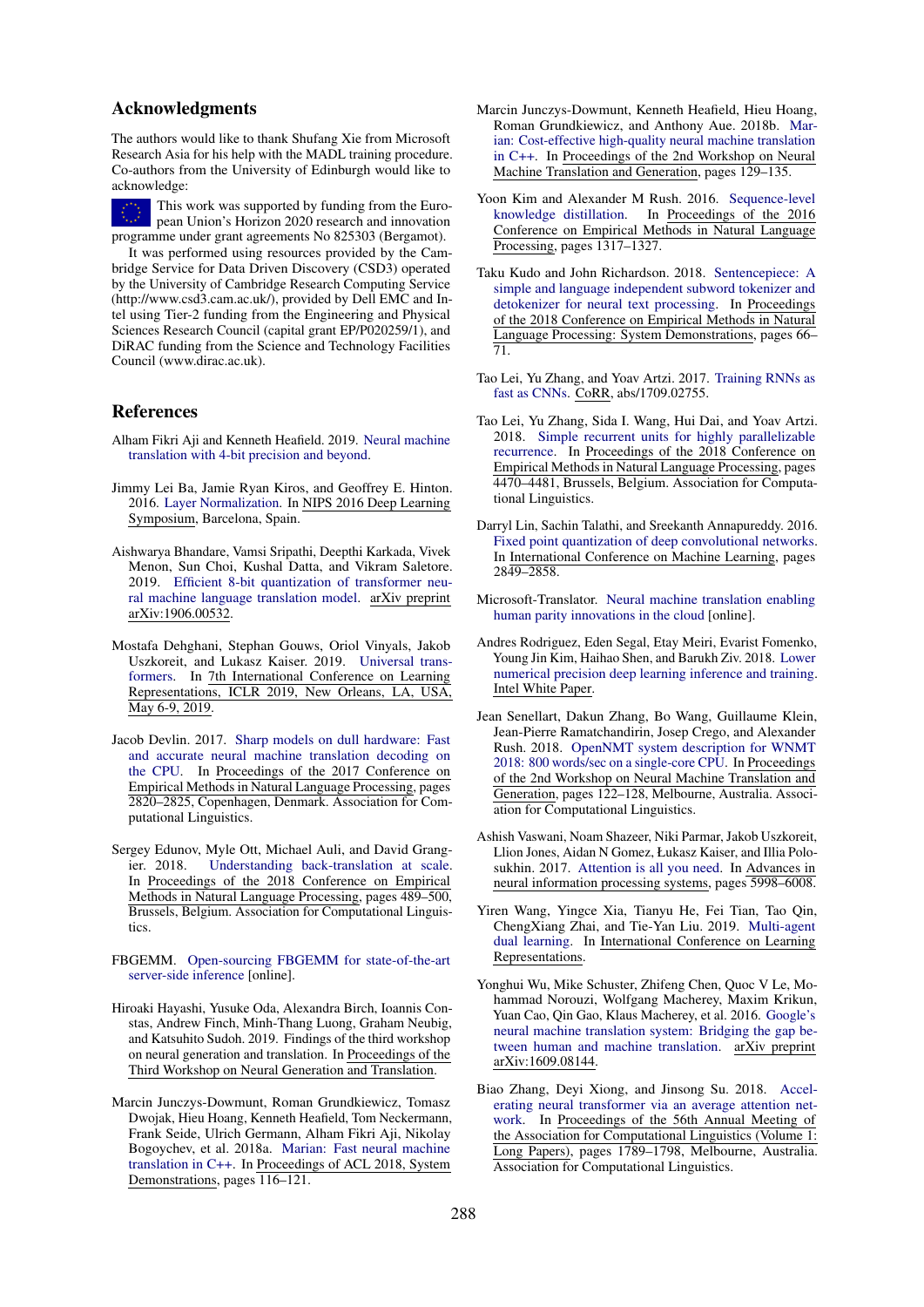## Acknowledgments

The authors would like to thank Shufang Xie from Microsoft Research Asia for his help with the MADL training procedure. Co-authors from the University of Edinburgh would like to acknowledge:

This work was supported by funding from the European Union's Horizon 2020 research and innovation programme under grant agreements No 825303 (Bergamot).

It was performed using resources provided by the Cambridge Service for Data Driven Discovery (CSD3) operated by the University of Cambridge Research Computing Service (http://www.csd3.cam.ac.uk/), provided by Dell EMC and Intel using Tier-2 funding from the Engineering and Physical Sciences Research Council (capital grant EP/P020259/1), and DiRAC funding from the Science and Technology Facilities Council (www.dirac.ac.uk).

## References

Alham Fikri Aji and Kenneth Heafield. 2019. Neural machine translation with 4-bit precision and beyond.

Jimmy Lei Ba, Jamie Ryan Kiros, and Geoffrey E. Hinton. 2016. Layer Normalization. In NIPS 2016 Deep Learning Symposium, Barcelona, Spain.

Aishwarya Bhandare, Vamsi Sripathi, Deepthi Karkada, Vivek Menon, Sun Choi, Kushal Datta, and Vikram Saletore. 2019. Efficient 8-bit quantization of transformer neural machine language translation model. arXiv preprint arXiv:1906.00532.

Mostafa Dehghani, Stephan Gouws, Oriol Vinyals, Jakob Uszkoreit, and Lukasz Kaiser. 2019. Universal transformers. In 7th International Conference on Learning Representations, ICLR 2019, New Orleans, LA, USA, May 6-9, 2019.

Jacob Devlin. 2017. Sharp models on dull hardware: Fast and accurate neural machine translation decoding on the CPU. In Proceedings of the 2017 Conference on Empirical Methods in Natural Language Processing, pages 2820–2825, Copenhagen, Denmark. Association for Computational Linguistics.

Sergey Edunov, Myle Ott, Michael Auli, and David Grangier. 2018. Understanding back-translation at scale. In Proceedings of the 2018 Conference on Empirical Methods in Natural Language Processing, pages 489–500, Brussels, Belgium. Association for Computational Linguistics.

FBGEMM. Open-sourcing FBGEMM for state-of-the-art server-side inference [online].

Hiroaki Hayashi, Yusuke Oda, Alexandra Birch, Ioannis Constas, Andrew Finch, Minh-Thang Luong, Graham Neubig, and Katsuhito Sudoh. 2019. Findings of the third workshop on neural generation and translation. In Proceedings of the Third Workshop on Neural Generation and Translation.

Marcin Junczys-Dowmunt, Roman Grundkiewicz, Tomasz Dwojak, Hieu Hoang, Kenneth Heafield, Tom Neckermann, Frank Seide, Ulrich Germann, Alham Fikri Aji, Nikolay Bogoychev, et al. 2018a. Marian: Fast neural machine translation in C++. In Proceedings of ACL 2018, System Demonstrations, pages 116–121.

Marcin Junczys-Dowmunt, Kenneth Heafield, Hieu Hoang, Roman Grundkiewicz, and Anthony Aue. 2018b. Marian: Cost-effective high-quality neural machine translation in C++. In Proceedings of the 2nd Workshop on Neural Machine Translation and Generation, pages 129–135.

Yoon Kim and Alexander M Rush. 2016. Sequence-level knowledge distillation. In Proceedings of the 2016 Conference on Empirical Methods in Natural Language Processing, pages 1317–1327.

Taku Kudo and John Richardson. 2018. Sentencepiece: A simple and language independent subword tokenizer and detokenizer for neural text processing. In Proceedings of the 2018 Conference on Empirical Methods in Natural Language Processing: System Demonstrations, pages 66–71.

Tao Lei, Yu Zhang, and Yoav Artzi. 2017. Training RNNs as fast as CNNs. CoRR, abs/1709.02755.

Tao Lei, Yu Zhang, Sida I. Wang, Hui Dai, and Yoav Artzi. 2018. Simple recurrent units for highly parallelizable recurrence. In Proceedings of the 2018 Conference on Empirical Methods in Natural Language Processing, pages 4470–4481, Brussels, Belgium. Association for Computational Linguistics.

Darryl Lin, Sachin Talathi, and Sreekanth Annapureddy. 2016. Fixed point quantization of deep convolutional networks. In International Conference on Machine Learning, pages 2849–2858.

Microsoft-Translator. Neural machine translation enabling human parity innovations in the cloud [online].

Andres Rodriguez, Eden Segal, Etay Meiri, Evarist Fomenko, Young Jin Kim, Haihao Shen, and Barukh Ziv. 2018. Lower numerical precision deep learning inference and training. Intel White Paper.

Jean Senellart, Dakun Zhang, Bo Wang, Guillaume Klein, Jean-Pierre Ramatchandirin, Josep Crego, and Alexander Rush. 2018. OpenNMT system description for WNMT 2018: 800 words/sec on a single-core CPU. In Proceedings of the 2nd Workshop on Neural Machine Translation and Generation, pages 122–128, Melbourne, Australia. Association for Computational Linguistics.

Ashish Vaswani, Noam Shazeer, Niki Parmar, Jakob Uszkoreit, Llion Jones, Aidan N Gomez, Łukasz Kaiser, and Illia Polosukhin. 2017. Attention is all you need. In Advances in neural information processing systems, pages 5998–6008.

Yiren Wang, Yingce Xia, Tianyu He, Fei Tian, Tao Qin, ChengXiang Zhai, and Tie-Yan Liu. 2019. Multi-agent dual learning. In International Conference on Learning Representations.

Yonghui Wu, Mike Schuster, Zhifeng Chen, Quoc V Le, Mohammad Norouzi, Wolfgang Macherey, Maxim Krikun, Yuan Cao, Qin Gao, Klaus Macherey, et al. 2016. Google's neural machine translation system: Bridging the gap between human and machine translation. arXiv preprint arXiv:1609.08144.

Biao Zhang, Deyi Xiong, and Jinsong Su. 2018. Accelerating neural transformer via an average attention network. In Proceedings of the 56th Annual Meeting of the Association for Computational Linguistics (Volume 1: Long Papers), pages 1789–1798, Melbourne, Australia. Association for Computational Linguistics.